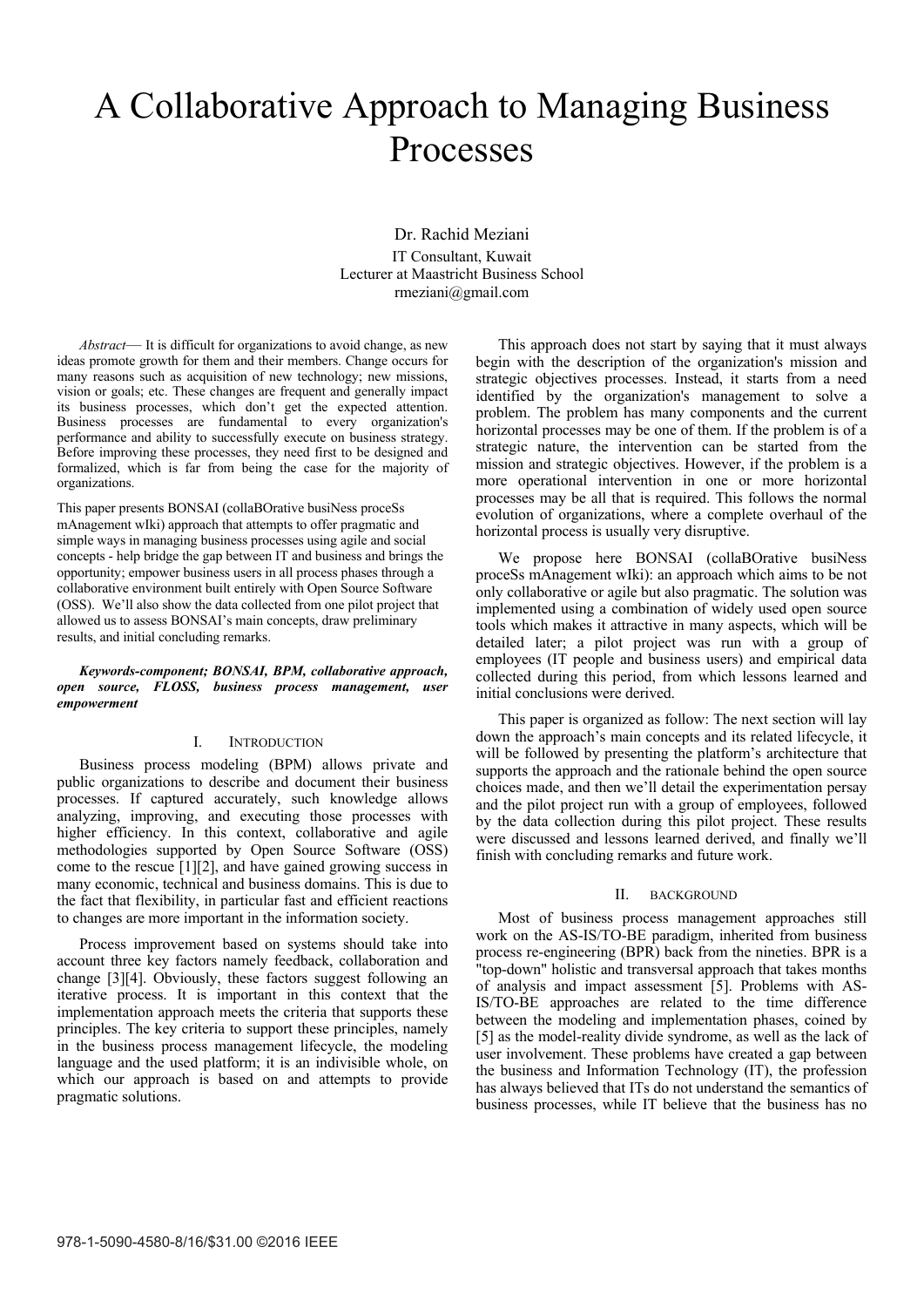# A Collaborative Approach to Managing Business Processes

Dr. Rachid Meziani
IT Consultant, Kuwait
Lecturer at Maastricht Business School
rmeziani@gmail.com

*Abstract*— It is difficult for organizations to avoid change, as new ideas promote growth for them and their members. Change occurs for many reasons such as acquisition of new technology; new missions, vision or goals; etc. These changes are frequent and generally impact its business processes, which don't get the expected attention. Business processes are fundamental to every organization's performance and ability to successfully execute on business strategy. Before improving these processes, they need first to be designed and formalized, which is far from being the case for the majority of organizations.

This paper presents BONSAI (collaBOrative busiNess proceSs mAnagement wIki) approach that attempts to offer pragmatic and simple ways in managing business processes using agile and social concepts - help bridge the gap between IT and business and brings the opportunity; empower business users in all process phases through a collaborative environment built entirely with Open Source Software (OSS). We'll also show the data collected from one pilot project that allowed us to assess BONSAI's main concepts, draw preliminary results, and initial concluding remarks.

***Keywords-component; BONSAI, BPM, collaborative approach, open source, FLOSS, business process management, user empowerment***

## I. Introduction

Business process modeling (BPM) allows private and public organizations to describe and document their business processes. If captured accurately, such knowledge allows analyzing, improving, and executing those processes with higher efficiency. In this context, collaborative and agile methodologies supported by Open Source Software (OSS) come to the rescue [1][2], and have gained growing success in many economic, technical and business domains. This is due to the fact that flexibility, in particular fast and efficient reactions to changes are more important in the information society.

Process improvement based on systems should take into account three key factors namely feedback, collaboration and change [3][4]. Obviously, these factors suggest following an iterative process. It is important in this context that the implementation approach meets the criteria that supports these principles. The key criteria to support these principles, namely in the business process management lifecycle, the modeling language and the used platform; it is an indivisible whole, on which our approach is based on and attempts to provide pragmatic solutions.

This approach does not start by saying that it must always begin with the description of the organization's mission and strategic objectives processes. Instead, it starts from a need identified by the organization's management to solve a problem. The problem has many components and the current horizontal processes may be one of them. If the problem is of a strategic nature, the intervention can be started from the mission and strategic objectives. However, if the problem is a more operational intervention in one or more horizontal processes may be all that is required. This follows the normal evolution of organizations, where a complete overhaul of the horizontal process is usually very disruptive.

We propose here BONSAI (collaBOrative busiNess proceSs mAnagement wIki): an approach which aims to be not only collaborative or agile but also pragmatic. The solution was implemented using a combination of widely used open source tools which makes it attractive in many aspects, which will be detailed later; a pilot project was run with a group of employees (IT people and business users) and empirical data collected during this period, from which lessons learned and initial conclusions were derived.

This paper is organized as follow: The next section will lay down the approach's main concepts and its related lifecycle, it will be followed by presenting the platform's architecture that supports the approach and the rationale behind the open source choices made, and then we'll detail the experimentation persay and the pilot project run with a group of employees, followed by the data collection during this pilot project. These results were discussed and lessons learned derived, and finally we'll finish with concluding remarks and future work.

## II. Background

Most of business process management approaches still work on the AS-IS/TO-BE paradigm, inherited from business process re-engineering (BPR) back from the nineties. BPR is a "top-down" holistic and transversal approach that takes months of analysis and impact assessment [5]. Problems with AS-IS/TO-BE approaches are related to the time difference between the modeling and implementation phases, coined by [5] as the model-reality divide syndrome, as well as the lack of user involvement. These problems have created a gap between the business and Information Technology (IT), the profession has always believed that ITs do not understand the semantics of business processes, while IT believe that the business has no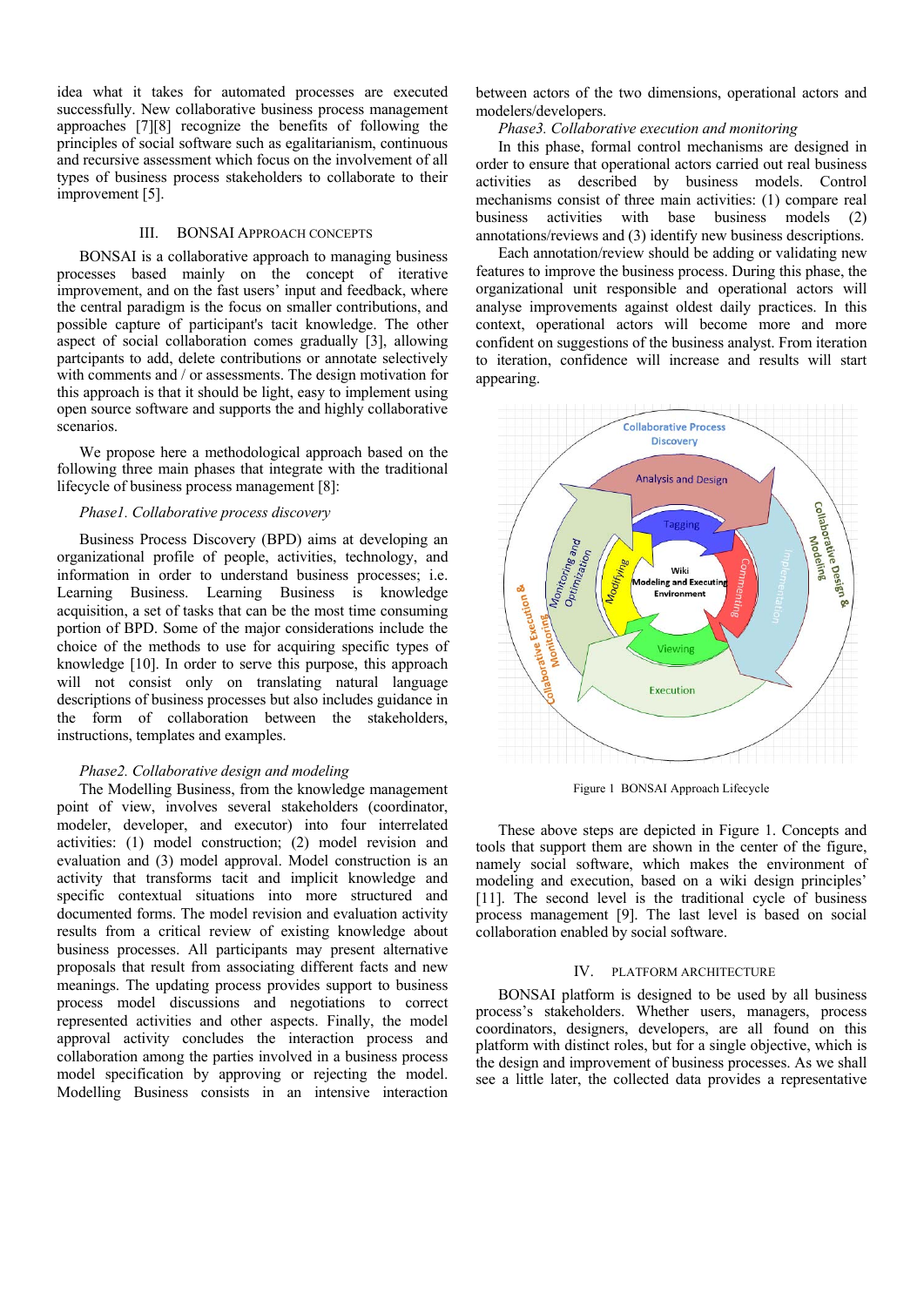idea what it takes for automated processes are executed successfully. New collaborative business process management approaches [7][8] recognize the benefits of following the principles of social software such as egalitarianism, continuous and recursive assessment which focus on the involvement of all types of business process stakeholders to collaborate to their improvement [5].

## III. BONSAI Approach Concepts

BONSAI is a collaborative approach to managing business processes based mainly on the concept of iterative improvement, and on the fast users' input and feedback, where the central paradigm is the focus on smaller contributions, and possible capture of participant's tacit knowledge. The other aspect of social collaboration comes gradually [3], allowing partcipants to add, delete contributions or annotate selectively with comments and / or assessments. The design motivation for this approach is that it should be light, easy to implement using open source software and supports the and highly collaborative scenarios.

We propose here a methodological approach based on the following three main phases that integrate with the traditional lifecycle of business process management [8]:

*Phase1. Collaborative process discovery*

Business Process Discovery (BPD) aims at developing an organizational profile of people, activities, technology, and information in order to understand business processes; i.e. Learning Business. Learning Business is knowledge acquisition, a set of tasks that can be the most time consuming portion of BPD. Some of the major considerations include the choice of the methods to use for acquiring specific types of knowledge [10]. In order to serve this purpose, this approach will not consist only on translating natural language descriptions of business processes but also includes guidance in the form of collaboration between the stakeholders, instructions, templates and examples.

*Phase2. Collaborative design and modeling*

The Modelling Business, from the knowledge management point of view, involves several stakeholders (coordinator, modeler, developer, and executor) into four interrelated activities: (1) model construction; (2) model revision and evaluation and (3) model approval. Model construction is an activity that transforms tacit and implicit knowledge and specific contextual situations into more structured and documented forms. The model revision and evaluation activity results from a critical review of existing knowledge about business processes. All participants may present alternative proposals that result from associating different facts and new meanings. The updating process provides support to business process model discussions and negotiations to correct represented activities and other aspects. Finally, the model approval activity concludes the interaction process and collaboration among the parties involved in a business process model specification by approving or rejecting the model. Modelling Business consists in an intensive interaction between actors of the two dimensions, operational actors and modelers/developers.

*Phase3. Collaborative execution and monitoring*

In this phase, formal control mechanisms are designed in order to ensure that operational actors carried out real business activities as described by business models. Control mechanisms consist of three main activities: (1) compare real business activities with base business models (2) annotations/reviews and (3) identify new business descriptions.

Each annotation/review should be adding or validating new features to improve the business process. During this phase, the organizational unit responsible and operational actors will analyse improvements against oldest daily practices. In this context, operational actors will become more and more confident on suggestions of the business analyst. From iteration to iteration, confidence will increase and results will start appearing.

Figure 1 BONSAI Approach Lifecycle

These above steps are depicted in Figure 1. Concepts and tools that support them are shown in the center of the figure, namely social software, which makes the environment of modeling and execution, based on a wiki design principles' [11]. The second level is the traditional cycle of business process management [9]. The last level is based on social collaboration enabled by social software.

## IV. Platform Architecture

BONSAI platform is designed to be used by all business process's stakeholders. Whether users, managers, process coordinators, designers, developers, are all found on this platform with distinct roles, but for a single objective, which is the design and improvement of business processes. As we shall see a little later, the collected data provides a representative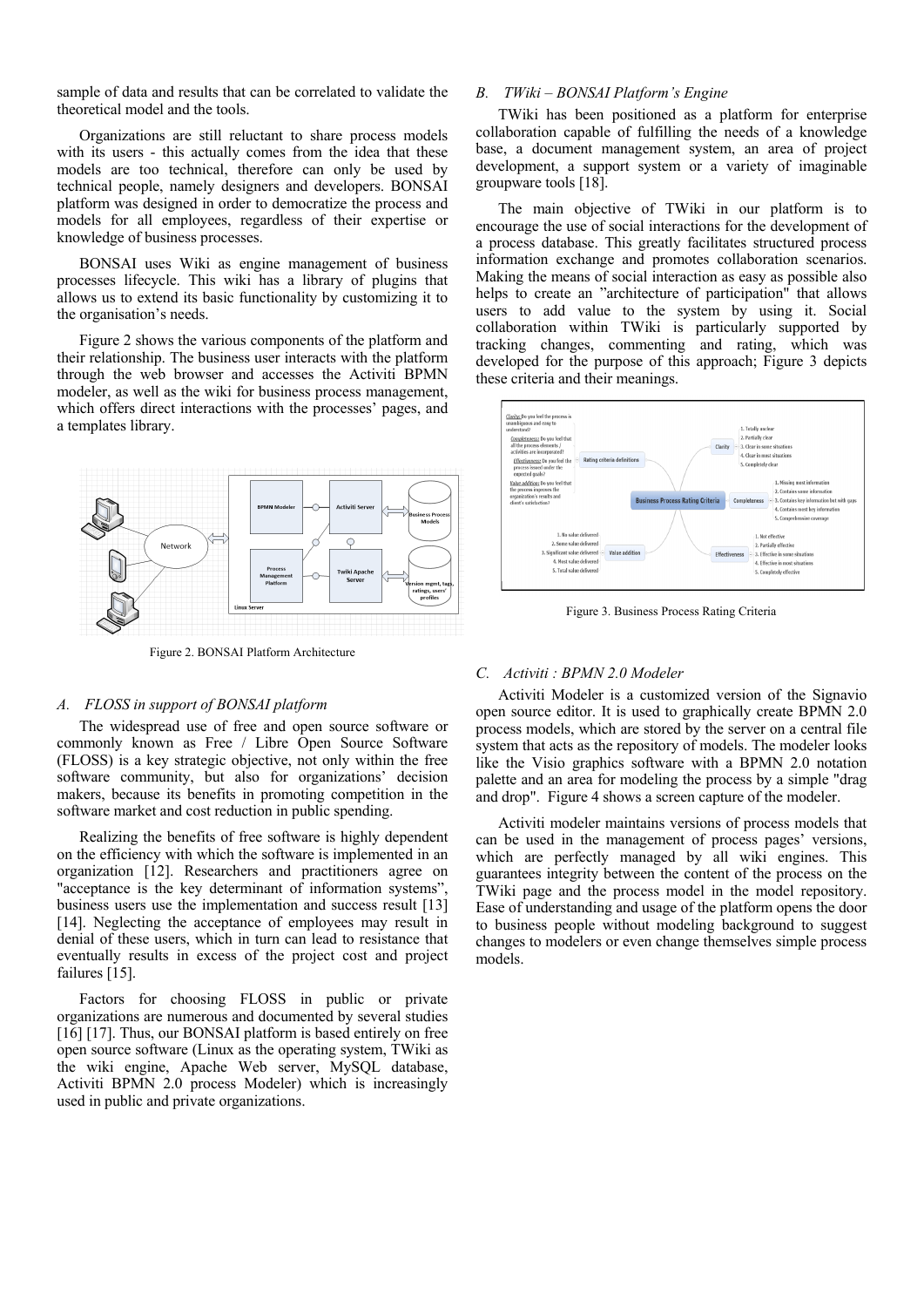sample of data and results that can be correlated to validate the theoretical model and the tools.

Organizations are still reluctant to share process models with its users - this actually comes from the idea that these models are too technical, therefore can only be used by technical people, namely designers and developers. BONSAI platform was designed in order to democratize the process and models for all employees, regardless of their expertise or knowledge of business processes.

BONSAI uses Wiki as engine management of business processes lifecycle. This wiki has a library of plugins that allows us to extend its basic functionality by customizing it to the organisation's needs.

Figure 2 shows the various components of the platform and their relationship. The business user interacts with the platform through the web browser and accesses the Activiti BPMN modeler, as well as the wiki for business process management, which offers direct interactions with the processes' pages, and a templates library.

Figure 2. BONSAI Platform Architecture

### A. FLOSS in support of BONSAI platform

The widespread use of free and open source software or commonly known as Free / Libre Open Source Software (FLOSS) is a key strategic objective, not only within the free software community, but also for organizations' decision makers, because its benefits in promoting competition in the software market and cost reduction in public spending.

Realizing the benefits of free software is highly dependent on the efficiency with which the software is implemented in an organization [12]. Researchers and practitioners agree on "acceptance is the key determinant of information systems", business users use the implementation and success result [13] [14]. Neglecting the acceptance of employees may result in denial of these users, which in turn can lead to resistance that eventually results in excess of the project cost and project failures [15].

Factors for choosing FLOSS in public or private organizations are numerous and documented by several studies [16] [17]. Thus, our BONSAI platform is based entirely on free open source software (Linux as the operating system, TWiki as the wiki engine, Apache Web server, MySQL database, Activiti BPMN 2.0 process Modeler) which is increasingly used in public and private organizations.

### B. TWiki – BONSAI Platform's Engine

TWiki has been positioned as a platform for enterprise collaboration capable of fulfilling the needs of a knowledge base, a document management system, an area of project development, a support system or a variety of imaginable groupware tools [18].

The main objective of TWiki in our platform is to encourage the use of social interactions for the development of a process database. This greatly facilitates structured process information exchange and promotes collaboration scenarios. Making the means of social interaction as easy as possible also helps to create an "architecture of participation" that allows users to add value to the system by using it. Social collaboration within TWiki is particularly supported by tracking changes, commenting and rating, which was developed for the purpose of this approach; Figure 3 depicts these criteria and their meanings.

Figure 3. Business Process Rating Criteria

### C. Activiti : BPMN 2.0 Modeler

Activiti Modeler is a customized version of the Signavio open source editor. It is used to graphically create BPMN 2.0 process models, which are stored by the server on a central file system that acts as the repository of models. The modeler looks like the Visio graphics software with a BPMN 2.0 notation palette and an area for modeling the process by a simple "drag and drop". Figure 4 shows a screen capture of the modeler.

Activiti modeler maintains versions of process models that can be used in the management of process pages' versions, which are perfectly managed by all wiki engines. This guarantees integrity between the content of the process on the TWiki page and the process model in the model repository. Ease of understanding and usage of the platform opens the door to business people without modeling background to suggest changes to modelers or even change themselves simple process models.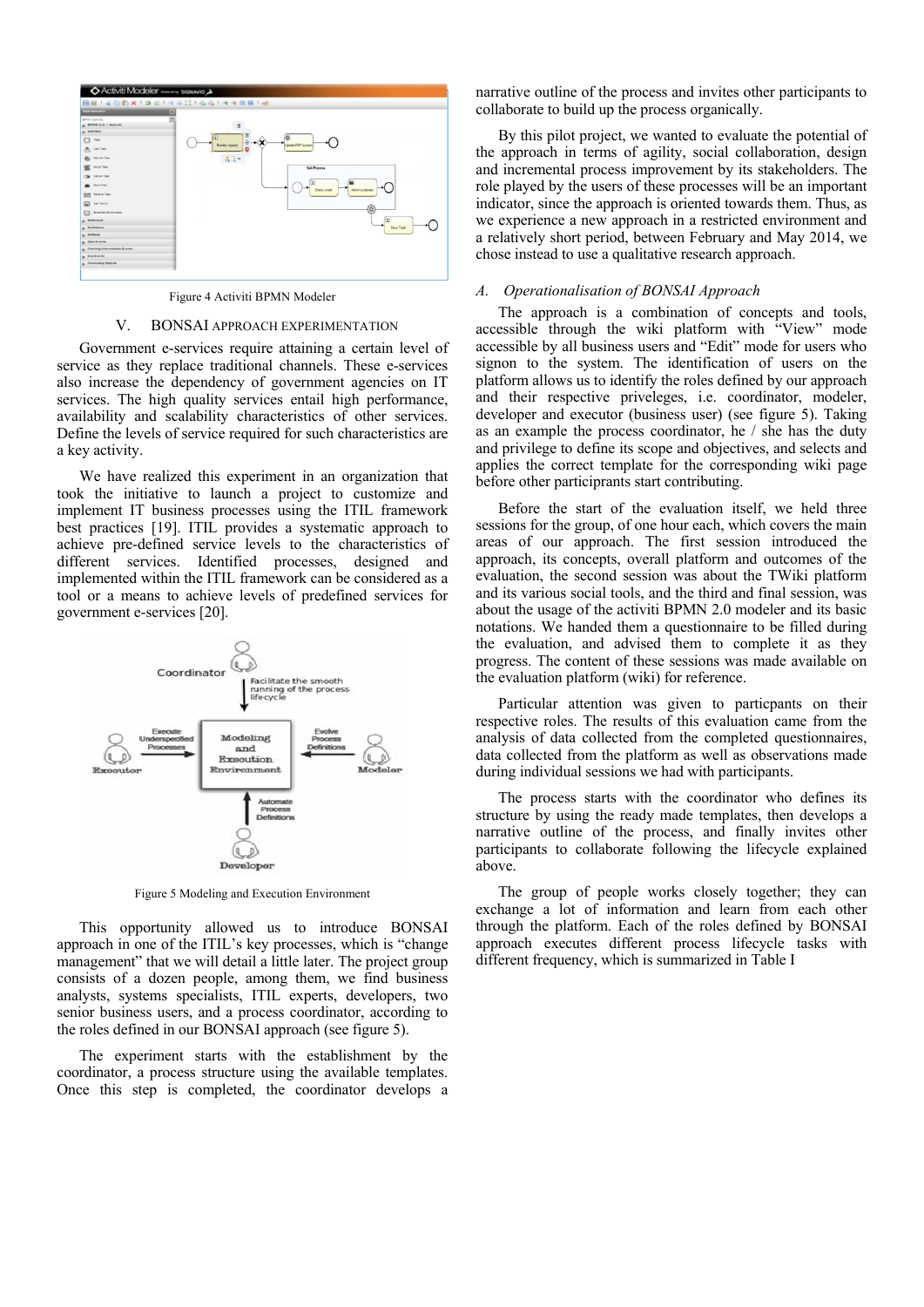Figure 4 Activiti BPMN Modeler

## V. BONSAI APPROACH EXPERIMENTATION

Government e-services require attaining a certain level of service as they replace traditional channels. These e-services also increase the dependency of government agencies on IT services. The high quality services entail high performance, availability and scalability characteristics of other services. Define the levels of service required for such characteristics are a key activity.

We have realized this experiment in an organization that took the initiative to launch a project to customize and implement IT business processes using the ITIL framework best practices [19]. ITIL provides a systematic approach to achieve pre-defined service levels to the characteristics of different services. Identified processes, designed and implemented within the ITIL framework can be considered as a tool or a means to achieve levels of predefined services for government e-services [20].

Figure 5 Modeling and Execution Environment

This opportunity allowed us to introduce BONSAI approach in one of the ITIL's key processes, which is "change management" that we will detail a little later. The project group consists of a dozen people, among them, we find business analysts, systems specialists, ITIL experts, developers, two senior business users, and a process coordinator, according to the roles defined in our BONSAI approach (see figure 5).

The experiment starts with the establishment by the coordinator, a process structure using the available templates. Once this step is completed, the coordinator develops a narrative outline of the process and invites other participants to collaborate to build up the process organically.

By this pilot project, we wanted to evaluate the potential of the approach in terms of agility, social collaboration, design and incremental process improvement by its stakeholders. The role played by the users of these processes will be an important indicator, since the approach is oriented towards them. Thus, as we experience a new approach in a restricted environment and a relatively short period, between February and May 2014, we chose instead to use a qualitative research approach.

### *A. Operationalisation of BONSAI Approach*

The approach is a combination of concepts and tools, accessible through the wiki platform with "View" mode accessible by all business users and "Edit" mode for users who signon to the system. The identification of users on the platform allows us to identify the roles defined by our approach and their respective priveleges, i.e. coordinator, modeler, developer and executor (business user) (see figure 5). Taking as an example the process coordinator, he / she has the duty and privilege to define its scope and objectives, and selects and applies the correct template for the corresponding wiki page before other participants start contributing.

Before the start of the evaluation itself, we held three sessions for the group, of one hour each, which covers the main areas of our approach. The first session introduced the approach, its concepts, overall platform and outcomes of the evaluation, the second session was about the TWiki platform and its various social tools, and the third and final session, was about the usage of the activiti BPMN 2.0 modeler and its basic notations. We handed them a questionnaire to be filled during the evaluation, and advised them to complete it as they progress. The content of these sessions was made available on the evaluation platform (wiki) for reference.

Particular attention was given to particpants on their respective roles. The results of this evaluation came from the analysis of data collected from the completed questionnaires, data collected from the platform as well as observations made during individual sessions we had with participants.

The process starts with the coordinator who defines its structure by using the ready made templates, then develops a narrative outline of the process, and finally invites other participants to collaborate following the lifecycle explained above.

The group of people works closely together; they can exchange a lot of information and learn from each other through the platform. Each of the roles defined by BONSAI approach executes different process lifecycle tasks with different frequency, which is summarized in Table I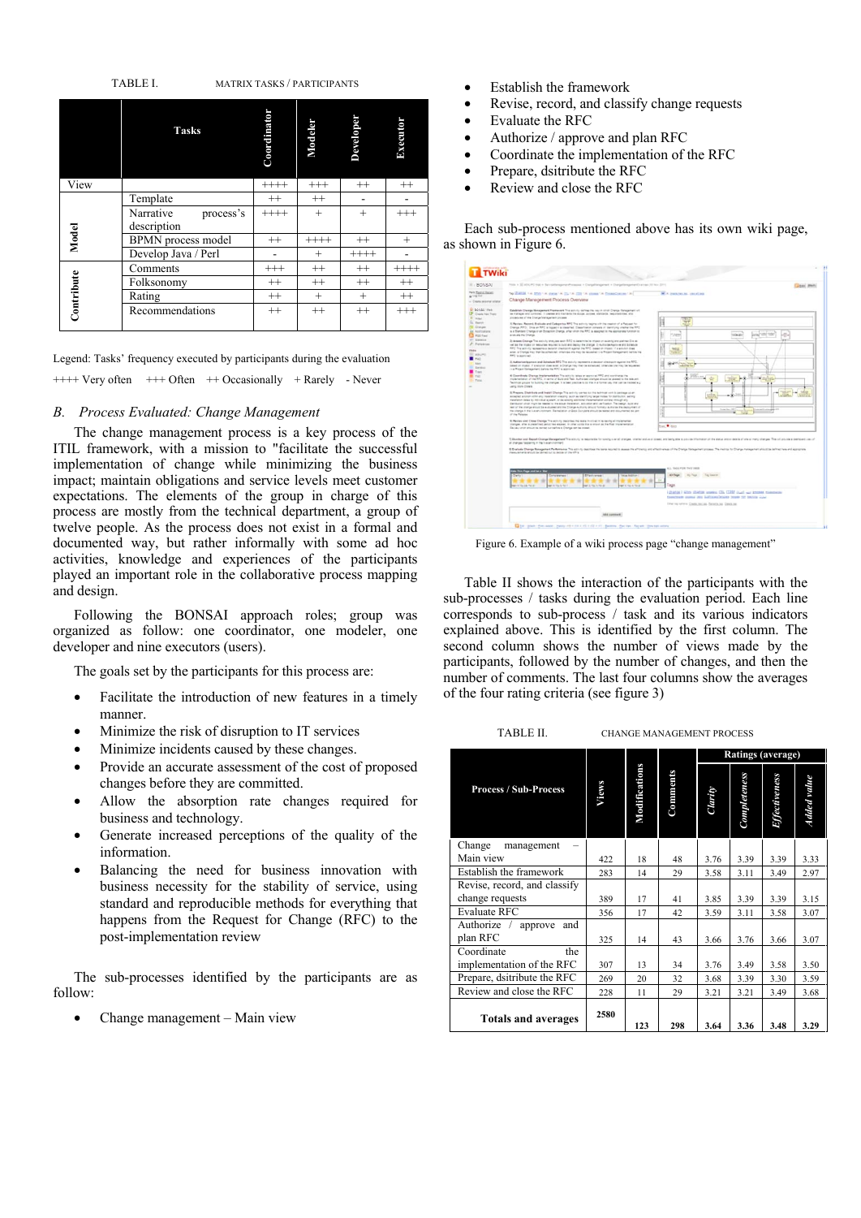TABLE I. MATRIX TASKS / PARTICIPANTS

| | Tasks | Coordinator | Modeler | Developer | Executor |
|---|---|---|---|---|---|
| View | | ++++ | +++ | ++ | ++ |
| Model | Template | ++ | ++ | - | - |
| | Narrative process's description | ++++ | + | + | +++ |
| | BPMN process model | ++ | ++++ | ++ | + |
| | Develop Java / Perl | - | + | ++++ | - |
| Contribute | Comments | +++ | ++ | ++ | ++++ |
| | Folksonomy | ++ | ++ | ++ | ++ |
| | Rating | ++ | + | + | ++ |
| | Recommendations | ++ | ++ | ++ | +++ |

Legend: Tasks' frequency executed by participants during the evaluation

++++ Very often    +++ Often    ++ Occasionally    + Rarely    - Never

## B. *Process Evaluated: Change Management*

The change management process is a key process of the ITIL framework, with a mission to "facilitate the successful implementation of change while minimizing the business impact; maintain obligations and service levels meet customer expectations. The elements of the group in charge of this process are mostly from the technical department, a group of twelve people. As the process does not exist in a formal and documented way, but rather informally with some ad hoc activities, knowledge and experiences of the participants played an important role in the collaborative process mapping and design.

Following the BONSAI approach roles; group was organized as follow: one coordinator, one modeler, one developer and nine executors (users).

The goals set by the participants for this process are:

- Facilitate the introduction of new features in a timely manner.
- Minimize the risk of disruption to IT services
- Minimize incidents caused by these changes.
- Provide an accurate assessment of the cost of proposed changes before they are committed.
- Allow the absorption rate changes required for business and technology.
- Generate increased perceptions of the quality of the information.
- Balancing the need for business innovation with business necessity for the stability of service, using standard and reproducible methods for everything that happens from the Request for Change (RFC) to the post-implementation review

The sub-processes identified by the participants are as follow:

- Change management – Main view
- Establish the framework
- Revise, record, and classify change requests
- Evaluate the RFC
- Authorize / approve and plan RFC
- Coordinate the implementation of the RFC
- Prepare, dsitribute the RFC
- Review and close the RFC

Each sub-process mentioned above has its own wiki page, as shown in Figure 6.

Figure 6. Example of a wiki process page "change management"

Table II shows the interaction of the participants with the sub-processes / tasks during the evaluation period. Each line corresponds to sub-process / task and its various indicators explained above. This is identified by the first column. The second column shows the number of views made by the participants, followed by the number of changes, and then the number of comments. The last four columns show the averages of the four rating criteria (see figure 3)

TABLE II. CHANGE MANAGEMENT PROCESS

| Process / Sub-Process | Views | Modifications | Comments | Ratings (average) | | | |
|---|---|---|---|---|---|---|---|
| | | | | *Clarity* | *Completeness* | *Effectiveness* | *Added value* |
| Change management – Main view | 422 | 18 | 48 | 3.76 | 3.39 | 3.39 | 3.33 |
| Establish the framework | 283 | 14 | 29 | 3.58 | 3.11 | 3.49 | 2.97 |
| Revise, record, and classify change requests | 389 | 17 | 41 | 3.85 | 3.39 | 3.39 | 3.15 |
| Evaluate RFC | 356 | 17 | 42 | 3.59 | 3.11 | 3.58 | 3.07 |
| Authorize / approve and plan RFC | 325 | 14 | 43 | 3.66 | 3.76 | 3.66 | 3.07 |
| Coordinate the implementation of the RFC | 307 | 13 | 34 | 3.76 | 3.49 | 3.58 | 3.50 |
| Prepare, dsitribute the RFC | 269 | 20 | 32 | 3.68 | 3.39 | 3.30 | 3.59 |
| Review and close the RFC | 228 | 11 | 29 | 3.21 | 3.21 | 3.49 | 3.68 |
| **Totals and averages** | **2580** | **123** | **298** | **3.64** | **3.36** | **3.48** | **3.29** |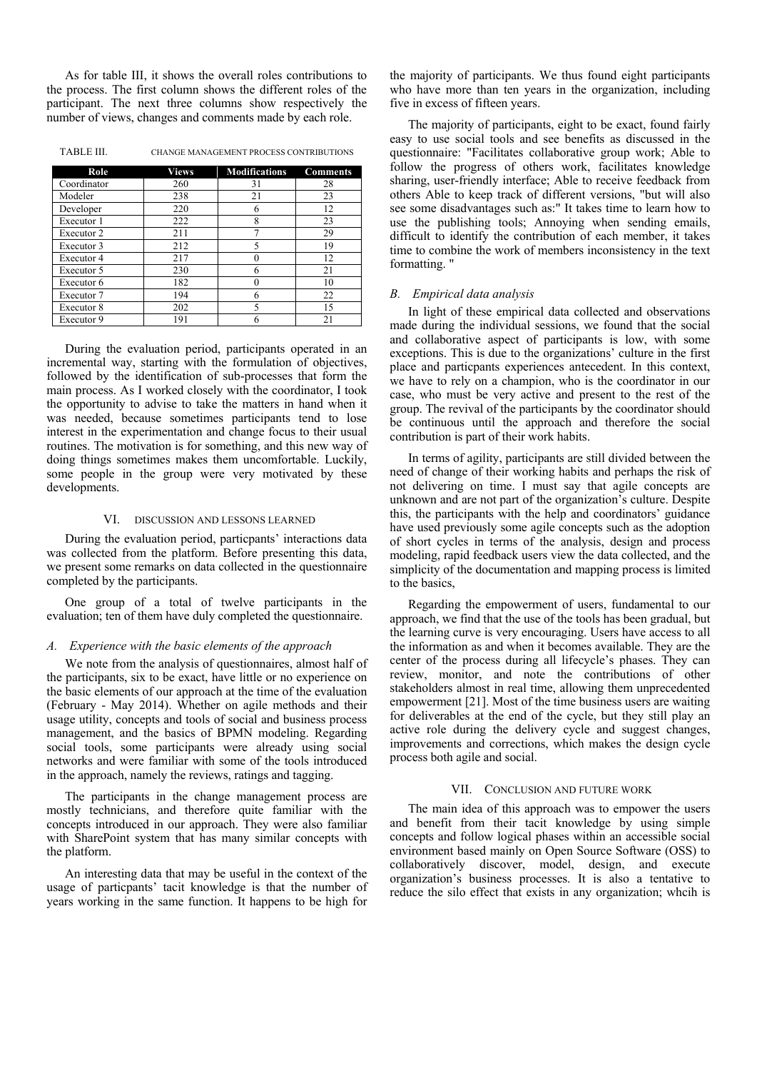As for table III, it shows the overall roles contributions to the process. The first column shows the different roles of the participant. The next three columns show respectively the number of views, changes and comments made by each role.

TABLE III. CHANGE MANAGEMENT PROCESS CONTRIBUTIONS

| Role | Views | Modifications | Comments |
|---|---|---|---|
| Coordinator | 260 | 31 | 28 |
| Modeler | 238 | 21 | 23 |
| Developer | 220 | 6 | 12 |
| Executor 1 | 222 | 8 | 23 |
| Executor 2 | 211 | 7 | 29 |
| Executor 3 | 212 | 5 | 19 |
| Executor 4 | 217 | 0 | 12 |
| Executor 5 | 230 | 6 | 21 |
| Executor 6 | 182 | 0 | 10 |
| Executor 7 | 194 | 6 | 22 |
| Executor 8 | 202 | 5 | 15 |
| Executor 9 | 191 | 6 | 21 |

During the evaluation period, participants operated in an incremental way, starting with the formulation of objectives, followed by the identification of sub-processes that form the main process. As I worked closely with the coordinator, I took the opportunity to advise to take the matters in hand when it was needed, because sometimes participants tend to lose interest in the experimentation and change focus to their usual routines. The motivation is for something, and this new way of doing things sometimes makes them uncomfortable. Luckily, some people in the group were very motivated by these developments.

## VI. DISCUSSION AND LESSONS LEARNED

During the evaluation period, particpants' interactions data was collected from the platform. Before presenting this data, we present some remarks on data collected in the questionnaire completed by the participants.

One group of a total of twelve participants in the evaluation; ten of them have duly completed the questionnaire.

### *A. Experience with the basic elements of the approach*

We note from the analysis of questionnaires, almost half of the participants, six to be exact, have little or no experience on the basic elements of our approach at the time of the evaluation (February - May 2014). Whether on agile methods and their usage utility, concepts and tools of social and business process management, and the basics of BPMN modeling. Regarding social tools, some participants were already using social networks and were familiar with some of the tools introduced in the approach, namely the reviews, ratings and tagging.

The participants in the change management process are mostly technicians, and therefore quite familiar with the concepts introduced in our approach. They were also familiar with SharePoint system that has many similar concepts with the platform.

An interesting data that may be useful in the context of the usage of particpants' tacit knowledge is that the number of years working in the same function. It happens to be high for the majority of participants. We thus found eight participants who have more than ten years in the organization, including five in excess of fifteen years.

The majority of participants, eight to be exact, found fairly easy to use social tools and see benefits as discussed in the questionnaire: "Facilitates collaborative group work; Able to follow the progress of others work, facilitates knowledge sharing, user-friendly interface; Able to receive feedback from others Able to keep track of different versions, "but will also see some disadvantages such as:" It takes time to learn how to use the publishing tools; Annoying when sending emails, difficult to identify the contribution of each member, it takes time to combine the work of members inconsistency in the text formatting. "

### *B. Empirical data analysis*

In light of these empirical data collected and observations made during the individual sessions, we found that the social and collaborative aspect of participants is low, with some exceptions. This is due to the organizations' culture in the first place and particpants experiences antecedent. In this context, we have to rely on a champion, who is the coordinator in our case, who must be very active and present to the rest of the group. The revival of the participants by the coordinator should be continuous until the approach and therefore the social contribution is part of their work habits.

In terms of agility, participants are still divided between the need of change of their working habits and perhaps the risk of not delivering on time. I must say that agile concepts are unknown and are not part of the organization's culture. Despite this, the participants with the help and coordinators' guidance have used previously some agile concepts such as the adoption of short cycles in terms of the analysis, design and process modeling, rapid feedback users view the data collected, and the simplicity of the documentation and mapping process is limited to the basics,

Regarding the empowerment of users, fundamental to our approach, we find that the use of the tools has been gradual, but the learning curve is very encouraging. Users have access to all the information as and when it becomes available. They are the center of the process during all lifecycle's phases. They can review, monitor, and note the contributions of other stakeholders almost in real time, allowing them unprecedented empowerment [21]. Most of the time business users are waiting for deliverables at the end of the cycle, but they still play an active role during the delivery cycle and suggest changes, improvements and corrections, which makes the design cycle process both agile and social.

## VII. CONCLUSION AND FUTURE WORK

The main idea of this approach was to empower the users and benefit from their tacit knowledge by using simple concepts and follow logical phases within an accessible social environment based mainly on Open Source Software (OSS) to collaboratively discover, model, design, and execute organization's business processes. It is also a tentative to reduce the silo effect that exists in any organization; whcih is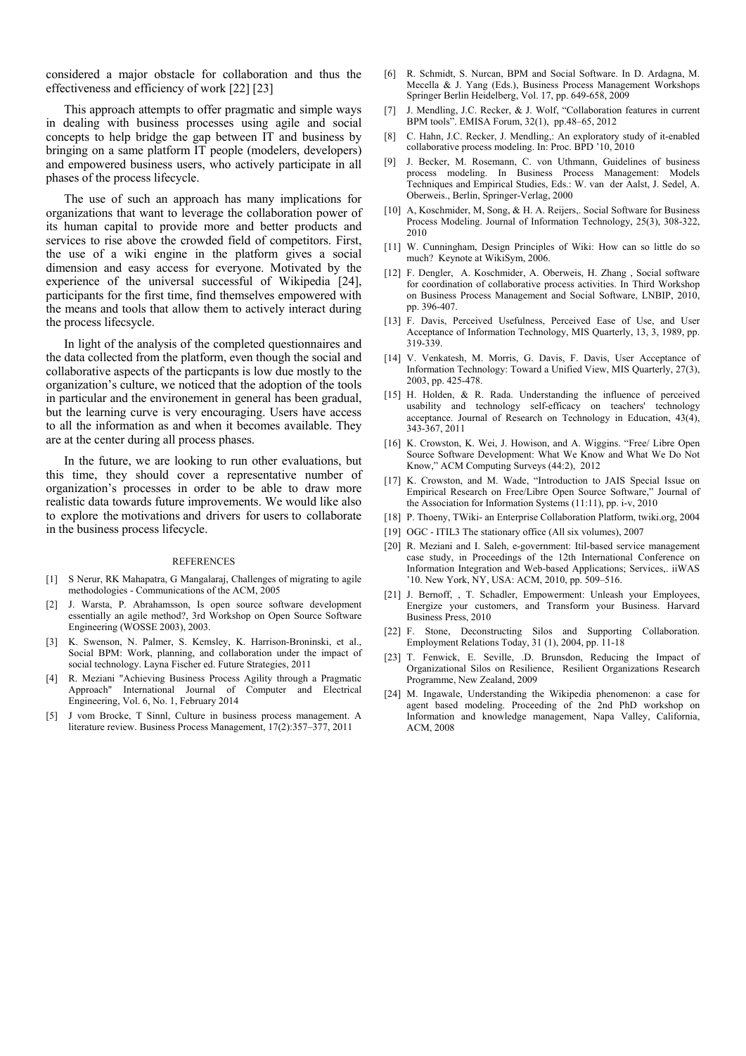considered a major obstacle for collaboration and thus the effectiveness and efficiency of work [22] [23]

This approach attempts to offer pragmatic and simple ways in dealing with business processes using agile and social concepts to help bridge the gap between IT and business by bringing on a same platform IT people (modelers, developers) and empowered business users, who actively participate in all phases of the process lifecycle.

The use of such an approach has many implications for organizations that want to leverage the collaboration power of its human capital to provide more and better products and services to rise above the crowded field of competitors. First, the use of a wiki engine in the platform gives a social dimension and easy access for everyone. Motivated by the experience of the universal successful of Wikipedia [24], participants for the first time, find themselves empowered with the means and tools that allow them to actively interact during the process lifecsycle.

In light of the analysis of the completed questionnaires and the data collected from the platform, even though the social and collaborative aspects of the particpants is low due mostly to the organization's culture, we noticed that the adoption of the tools in particular and the environement in general has been gradual, but the learning curve is very encouraging. Users have access to all the information as and when it becomes available. They are at the center during all process phases.

In the future, we are looking to run other evaluations, but this time, they should cover a representative number of organization's processes in order to be able to draw more realistic data towards future improvements. We would like also to explore the motivations and drivers for users to collaborate in the business process lifecycle.

## REFERENCES

[1] S Nerur, RK Mahapatra, G Mangalaraj, Challenges of migrating to agile methodologies - Communications of the ACM, 2005

[2] J. Warsta, P. Abrahamsson, Is open source software development essentially an agile method?, 3rd Workshop on Open Source Software Engineering (WOSSE 2003), 2003.

[3] K. Swenson, N. Palmer, S. Kemsley, K. Harrison-Broninski, et al., Social BPM: Work, planning, and collaboration under the impact of social technology. Layna Fischer ed. Future Strategies, 2011

[4] R. Meziani "Achieving Business Process Agility through a Pragmatic Approach" International Journal of Computer and Electrical Engineering, Vol. 6, No. 1, February 2014

[5] J vom Brocke, T Sinnl, Culture in business process management. A literature review. Business Process Management, 17(2):357–377, 2011

[6] R. Schmidt, S. Nurcan, BPM and Social Software. In D. Ardagna, M. Mecella & J. Yang (Eds.), Business Process Management Workshops Springer Berlin Heidelberg, Vol. 17, pp. 649-658, 2009

[7] J. Mendling, J.C. Recker, & J. Wolf, "Collaboration features in current BPM tools". EMISA Forum, 32(1), pp.48–65, 2012

[8] C. Hahn, J.C. Recker, J. Mendling,: An exploratory study of it-enabled collaborative process modeling. In: Proc. BPD '10, 2010

[9] J. Becker, M. Rosemann, C. von Uthmann, Guidelines of business process modeling. In Business Process Management: Models Techniques and Empirical Studies, Eds.: W. van der Aalst, J. Sedel, A. Oberweis., Berlin, Springer-Verlag, 2000

[10] A, Koschmider, M, Song, & H. A. Reijers,. Social Software for Business Process Modeling. Journal of Information Technology, 25(3), 308-322, 2010

[11] W. Cunningham, Design Principles of Wiki: How can so little do so much? Keynote at WikiSym, 2006.

[12] F. Dengler, A. Koschmider, A. Oberweis, H. Zhang , Social software for coordination of collaborative process activities. In Third Workshop on Business Process Management and Social Software, LNBIP, 2010, pp. 396-407.

[13] F. Davis, Perceived Usefulness, Perceived Ease of Use, and User Acceptance of Information Technology, MIS Quarterly, 13, 3, 1989, pp. 319-339.

[14] V. Venkatesh, M. Morris, G. Davis, F. Davis, User Acceptance of Information Technology: Toward a Unified View, MIS Quarterly, 27(3), 2003, pp. 425-478.

[15] H. Holden, & R. Rada. Understanding the influence of perceived usability and technology self-efficacy on teachers' technology acceptance. Journal of Research on Technology in Education, 43(4), 343-367, 2011

[16] K. Crowston, K. Wei, J. Howison, and A. Wiggins. "Free/ Libre Open Source Software Development: What We Know and What We Do Not Know," ACM Computing Surveys (44:2), 2012

[17] K. Crowston, and M. Wade, "Introduction to JAIS Special Issue on Empirical Research on Free/Libre Open Source Software," Journal of the Association for Information Systems (11:11), pp. i-v, 2010

[18] P. Thoeny, TWiki- an Enterprise Collaboration Platform, twiki.org, 2004

[19] OGC - ITIL3 The stationary office (All six volumes), 2007

[20] R. Meziani and I. Saleh, e-government: Itil-based service management case study, in Proceedings of the 12th International Conference on Information Integration and Web-based Applications; Services,. iiWAS '10. New York, NY, USA: ACM, 2010, pp. 509–516.

[21] J. Bernoff, , T. Schadler, Empowerment: Unleash your Employees, Energize your customers, and Transform your Business. Harvard Business Press, 2010

[22] F. Stone, Deconstructing Silos and Supporting Collaboration. Employment Relations Today, 31 (1), 2004, pp. 11-18

[23] T. Fenwick, E. Seville, .D. Brunsdon, Reducing the Impact of Organizational Silos on Resilience, Resilient Organizations Research Programme, New Zealand, 2009

[24] M. Ingawale, Understanding the Wikipedia phenomenon: a case for agent based modeling. Proceeding of the 2nd PhD workshop on Information and knowledge management, Napa Valley, California, ACM, 2008